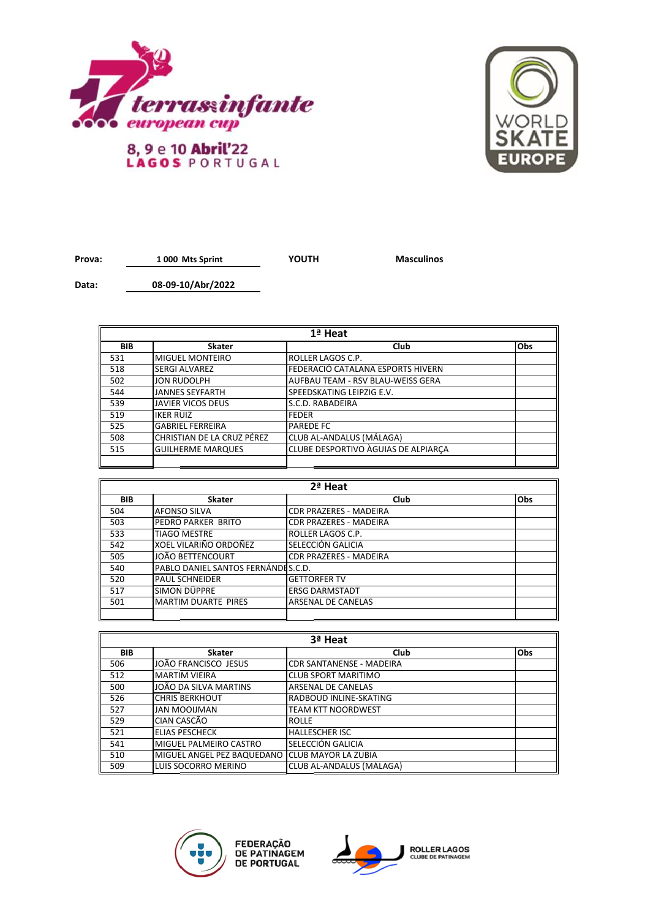17 terras infante european cup

8, 9 e 10 Abril'22
LAGOS PORTUGAL

WORLD SKATE EUROPE

**Prova:** 1 000 Mts Sprint **YOUTH** **Masculinos**

**Data:** 08-09-10/Abr/2022

| 1ª Heat | | | |
|---|---|---|---|
| **BIB** | **Skater** | **Club** | **Obs** |
| 531 | MIGUEL MONTEIRO | ROLLER LAGOS C.P. | |
| 518 | SERGI ALVAREZ | FEDERACIÓ CATALANA ESPORTS HIVERN | |
| 502 | JON RUDOLPH | AUFBAU TEAM - RSV BLAU-WEISS GERA | |
| 544 | JANNES SEYFARTH | SPEEDSKATING LEIPZIG E.V. | |
| 539 | JAVIER VICOS DEUS | S.C.D. RABADEIRA | |
| 519 | IKER RUIZ | FEDER | |
| 525 | GABRIEL FERREIRA | PAREDE FC | |
| 508 | CHRISTIAN DE LA CRUZ PÉREZ | CLUB AL-ANDALUS (MÁLAGA) | |
| 515 | GUILHERME MARQUES | CLUBE DESPORTIVO ÀGUIAS DE ALPIARÇA | |
| | | | |

| 2ª Heat | | | |
|---|---|---|---|
| **BIB** | **Skater** | **Club** | **Obs** |
| 504 | AFONSO SILVA | CDR PRAZERES - MADEIRA | |
| 503 | PEDRO PARKER BRITO | CDR PRAZERES - MADEIRA | |
| 533 | TIAGO MESTRE | ROLLER LAGOS C.P. | |
| 542 | XOEL VILARIÑO ORDOÑEZ | SELECCIÓN GALICIA | |
| 505 | JOÃO BETTENCOURT | CDR PRAZERES - MADEIRA | |
| 540 | PABLO DANIEL SANTOS FERNÁNDE | S.C.D. | |
| 520 | PAUL SCHNEIDER | GETTORFER TV | |
| 517 | SIMON DÜPPRE | ERSG DARMSTADT | |
| 501 | MARTIM DUARTE PIRES | ARSENAL DE CANELAS | |
| | | | |

| 3ª Heat | | | |
|---|---|---|---|
| **BIB** | **Skater** | **Club** | **Obs** |
| 506 | JOÃO FRANCISCO JESUS | CDR SANTANENSE - MADEIRA | |
| 512 | MARTIM VIEIRA | CLUB SPORT MARITIMO | |
| 500 | JOÃO DA SILVA MARTINS | ARSENAL DE CANELAS | |
| 526 | CHRIS BERKHOUT | RADBOUD INLINE-SKATING | |
| 527 | JAN MOOIJMAN | TEAM KTT NOORDWEST | |
| 529 | CIAN CASCÃO | ROLLE | |
| 521 | ELIAS PESCHECK | HALLESCHER ISC | |
| 541 | MIGUEL PALMEIRO CASTRO | SELECCIÓN GALICIA | |
| 510 | MIGUEL ANGEL PEZ BAQUEDANO | CLUB MAYOR LA ZUBIA | |
| 509 | LUIS SOCORRO MERINO | CLUB AL-ANDALUS (MALAGA) | |

FEDERAÇÃO DE PATINAGEM DE PORTUGAL

ROLLER LAGOS CLUBE DE PATINAGEM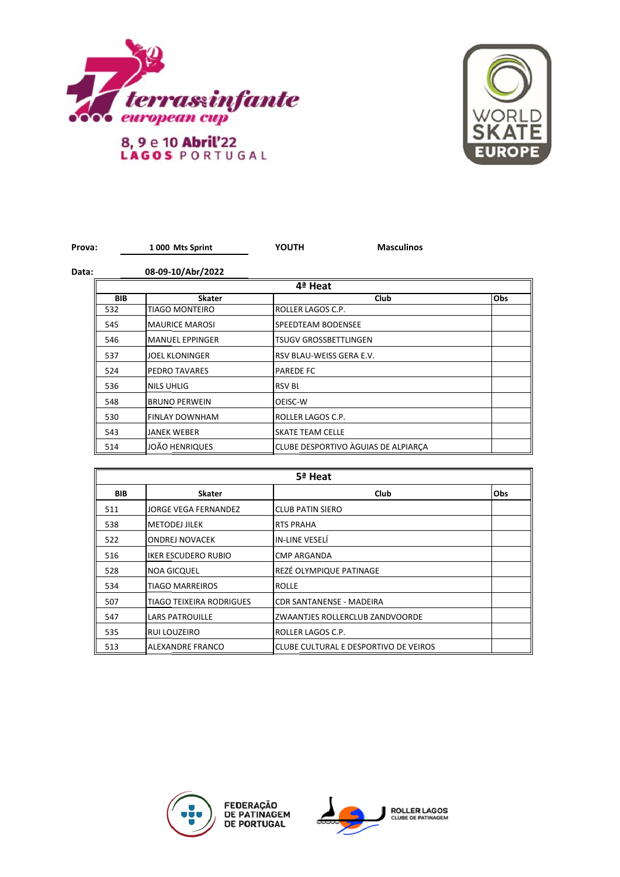terras infante european cup

8, 9 e 10 Abril'22
LAGOS PORTUGAL

WORLD SKATE EUROPE

**Prova:** 1 000 Mts Sprint **YOUTH** **Masculinos**

**Data:** 08-09-10/Abr/2022

| 4ª Heat | | | |
|---|---|---|---|
| **BIB** | **Skater** | **Club** | **Obs** |
| 532 | TIAGO MONTEIRO | ROLLER LAGOS C.P. | |
| 545 | MAURICE MAROSI | SPEEDTEAM BODENSEE | |
| 546 | MANUEL EPPINGER | TSUGV GROSSBETTLINGEN | |
| 537 | JOEL KLONINGER | RSV BLAU-WEISS GERA E.V. | |
| 524 | PEDRO TAVARES | PAREDE FC | |
| 536 | NILS UHLIG | RSV BL | |
| 548 | BRUNO PERWEIN | OEISC-W | |
| 530 | FINLAY DOWNHAM | ROLLER LAGOS C.P. | |
| 543 | JANEK WEBER | SKATE TEAM CELLE | |
| 514 | JOÃO HENRIQUES | CLUBE DESPORTIVO ÀGUIAS DE ALPIARÇA | |

| 5ª Heat | | | |
|---|---|---|---|
| **BIB** | **Skater** | **Club** | **Obs** |
| 511 | JORGE VEGA FERNANDEZ | CLUB PATIN SIERO | |
| 538 | METODEJ JILEK | RTS PRAHA | |
| 522 | ONDREJ NOVACEK | IN-LINE VESELÍ | |
| 516 | IKER ESCUDERO RUBIO | CMP ARGANDA | |
| 528 | NOA GICQUEL | REZÉ OLYMPIQUE PATINAGE | |
| 534 | TIAGO MARREIROS | ROLLE | |
| 507 | TIAGO TEIXEIRA RODRIGUES | CDR SANTANENSE - MADEIRA | |
| 547 | LARS PATROUILLE | ZWAANTJES ROLLERCLUB ZANDVOORDE | |
| 535 | RUI LOUZEIRO | ROLLER LAGOS C.P. | |
| 513 | ALEXANDRE FRANCO | CLUBE CULTURAL E DESPORTIVO DE VEIROS | |

FEDERAÇÃO DE PATINAGEM DE PORTUGAL

ROLLER LAGOS CLUBE DE PATINAGEM